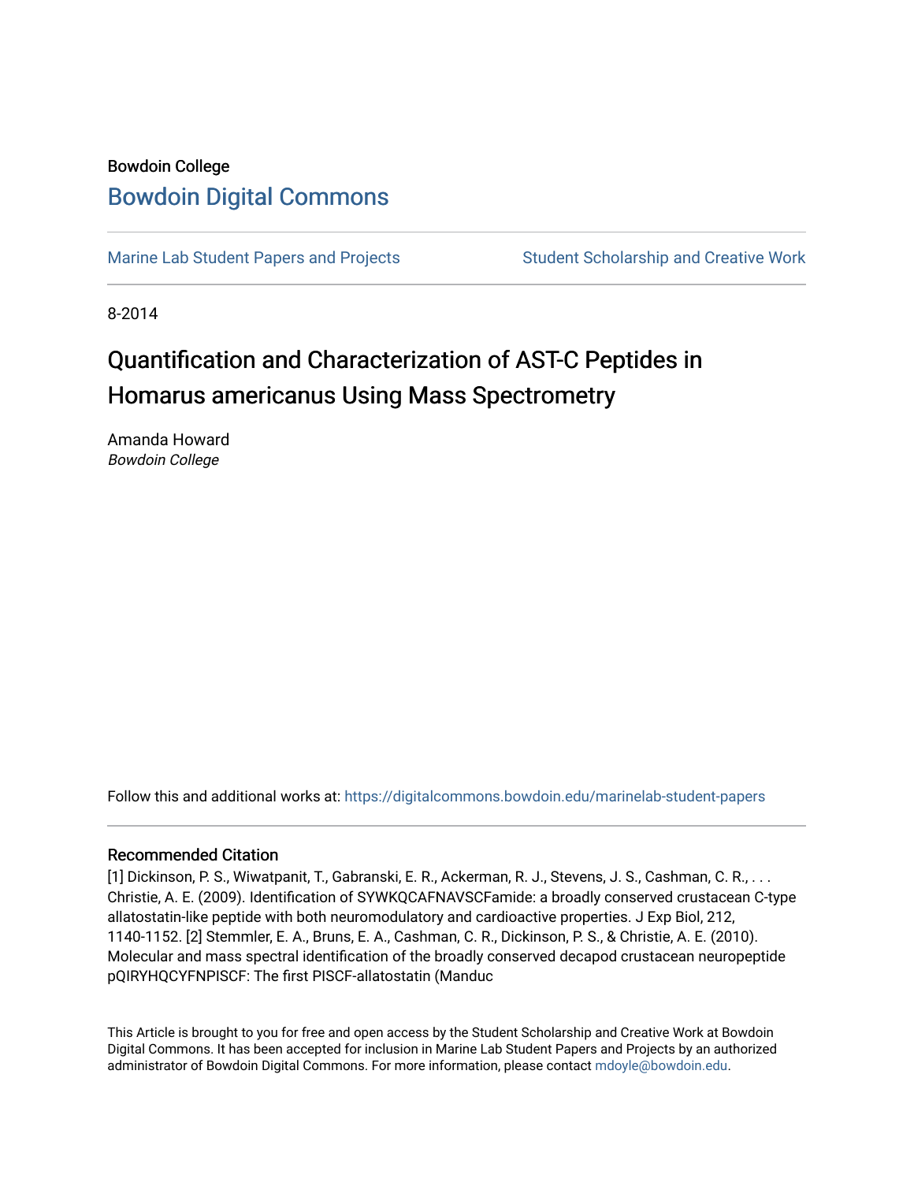Bowdoin College

# Bowdoin Digital Commons

Marine Lab Student Papers and Projects

Student Scholarship and Creative Work

8-2014

## Quantification and Characterization of AST-C Peptides in Homarus americanus Using Mass Spectrometry

Amanda Howard
*Bowdoin College*

Follow this and additional works at: https://digitalcommons.bowdoin.edu/marinelab-student-papers

### Recommended Citation

[1] Dickinson, P. S., Wiwatpanit, T., Gabranski, E. R., Ackerman, R. J., Stevens, J. S., Cashman, C. R., . . . Christie, A. E. (2009). Identification of SYWKQCAFNAVSCFamide: a broadly conserved crustacean C-type allatostatin-like peptide with both neuromodulatory and cardioactive properties. J Exp Biol, 212, 1140-1152. [2] Stemmler, E. A., Bruns, E. A., Cashman, C. R., Dickinson, P. S., & Christie, A. E. (2010). Molecular and mass spectral identification of the broadly conserved decapod crustacean neuropeptide pQIRYHQCYFNPISCF: The first PISCF-allatostatin (Manduc

This Article is brought to you for free and open access by the Student Scholarship and Creative Work at Bowdoin Digital Commons. It has been accepted for inclusion in Marine Lab Student Papers and Projects by an authorized administrator of Bowdoin Digital Commons. For more information, please contact mdoyle@bowdoin.edu.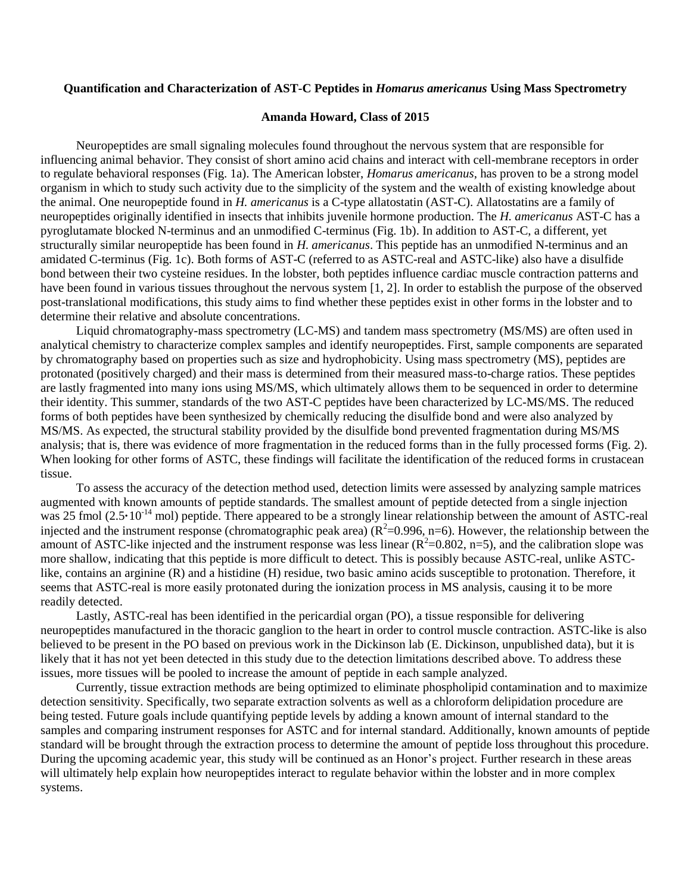**Quantification and Characterization of AST-C Peptides in *Homarus americanus* Using Mass Spectrometry**

**Amanda Howard, Class of 2015**

Neuropeptides are small signaling molecules found throughout the nervous system that are responsible for influencing animal behavior. They consist of short amino acid chains and interact with cell-membrane receptors in order to regulate behavioral responses (Fig. 1a). The American lobster, *Homarus americanus*, has proven to be a strong model organism in which to study such activity due to the simplicity of the system and the wealth of existing knowledge about the animal. One neuropeptide found in *H. americanus* is a C-type allatostatin (AST-C). Allatostatins are a family of neuropeptides originally identified in insects that inhibits juvenile hormone production. The *H. americanus* AST-C has a pyroglutamate blocked N-terminus and an unmodified C-terminus (Fig. 1b). In addition to AST-C, a different, yet structurally similar neuropeptide has been found in *H. americanus*. This peptide has an unmodified N-terminus and an amidated C-terminus (Fig. 1c). Both forms of AST-C (referred to as ASTC-real and ASTC-like) also have a disulfide bond between their two cysteine residues. In the lobster, both peptides influence cardiac muscle contraction patterns and have been found in various tissues throughout the nervous system [1, 2]. In order to establish the purpose of the observed post-translational modifications, this study aims to find whether these peptides exist in other forms in the lobster and to determine their relative and absolute concentrations.

Liquid chromatography-mass spectrometry (LC-MS) and tandem mass spectrometry (MS/MS) are often used in analytical chemistry to characterize complex samples and identify neuropeptides. First, sample components are separated by chromatography based on properties such as size and hydrophobicity. Using mass spectrometry (MS), peptides are protonated (positively charged) and their mass is determined from their measured mass-to-charge ratios. These peptides are lastly fragmented into many ions using MS/MS, which ultimately allows them to be sequenced in order to determine their identity. This summer, standards of the two AST-C peptides have been characterized by LC-MS/MS. The reduced forms of both peptides have been synthesized by chemically reducing the disulfide bond and were also analyzed by MS/MS. As expected, the structural stability provided by the disulfide bond prevented fragmentation during MS/MS analysis; that is, there was evidence of more fragmentation in the reduced forms than in the fully processed forms (Fig. 2). When looking for other forms of ASTC, these findings will facilitate the identification of the reduced forms in crustacean tissue.

To assess the accuracy of the detection method used, detection limits were assessed by analyzing sample matrices augmented with known amounts of peptide standards. The smallest amount of peptide detected from a single injection was 25 fmol ($2.5 \cdot 10^{-14}$ mol) peptide. There appeared to be a strongly linear relationship between the amount of ASTC-real injected and the instrument response (chromatographic peak area) ($R^2$=0.996, n=6). However, the relationship between the amount of ASTC-like injected and the instrument response was less linear ($R^2$=0.802, n=5), and the calibration slope was more shallow, indicating that this peptide is more difficult to detect. This is possibly because ASTC-real, unlike ASTC-like, contains an arginine (R) and a histidine (H) residue, two basic amino acids susceptible to protonation. Therefore, it seems that ASTC-real is more easily protonated during the ionization process in MS analysis, causing it to be more readily detected.

Lastly, ASTC-real has been identified in the pericardial organ (PO), a tissue responsible for delivering neuropeptides manufactured in the thoracic ganglion to the heart in order to control muscle contraction. ASTC-like is also believed to be present in the PO based on previous work in the Dickinson lab (E. Dickinson, unpublished data), but it is likely that it has not yet been detected in this study due to the detection limitations described above. To address these issues, more tissues will be pooled to increase the amount of peptide in each sample analyzed.

Currently, tissue extraction methods are being optimized to eliminate phospholipid contamination and to maximize detection sensitivity. Specifically, two separate extraction solvents as well as a chloroform delipidation procedure are being tested. Future goals include quantifying peptide levels by adding a known amount of internal standard to the samples and comparing instrument responses for ASTC and for internal standard. Additionally, known amounts of peptide standard will be brought through the extraction process to determine the amount of peptide loss throughout this procedure. During the upcoming academic year, this study will be continued as an Honor's project. Further research in these areas will ultimately help explain how neuropeptides interact to regulate behavior within the lobster and in more complex systems.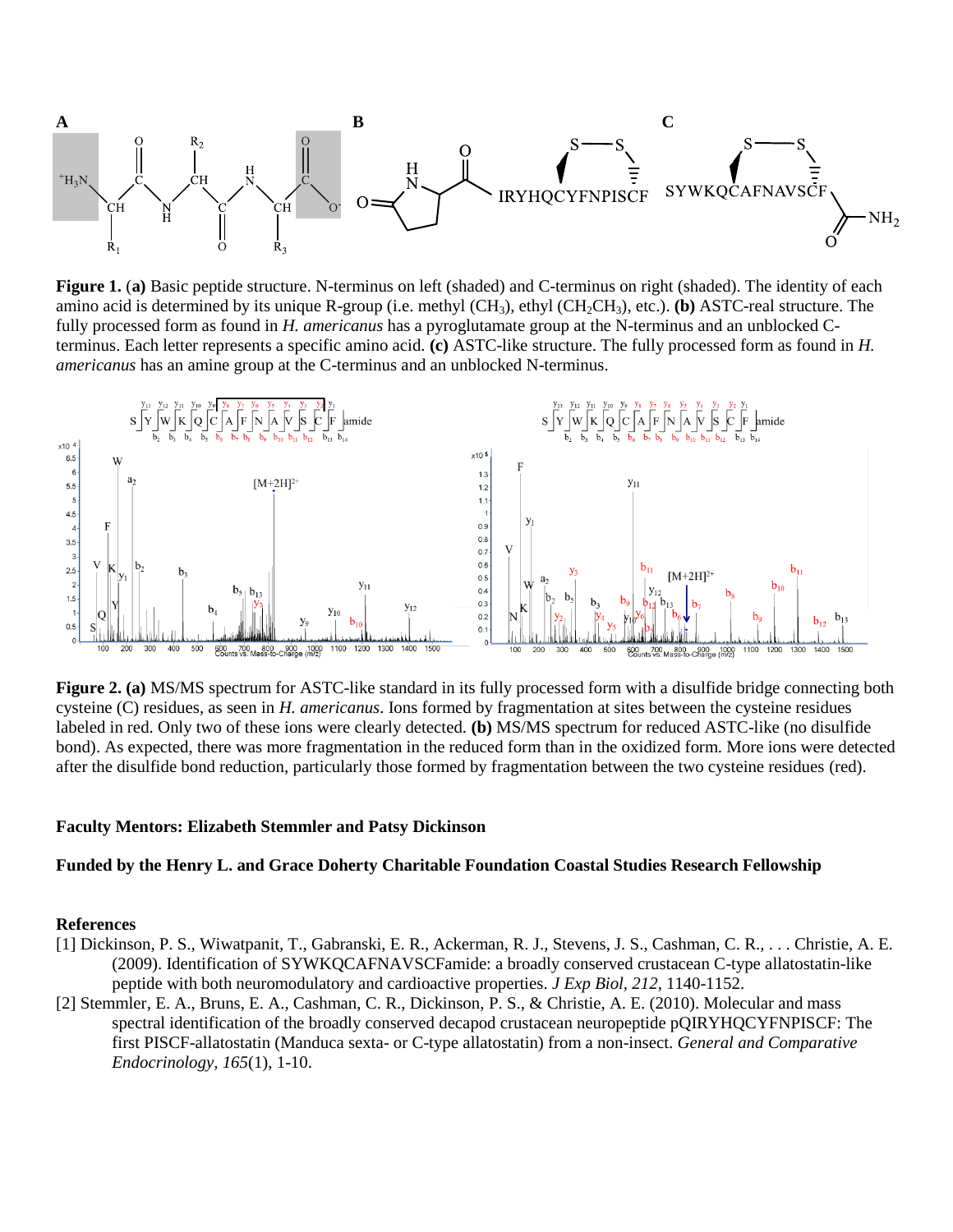**Figure 1.** (**a)** Basic peptide structure. N-terminus on left (shaded) and C-terminus on right (shaded). The identity of each amino acid is determined by its unique R-group (i.e. methyl ($CH_3$), ethyl ($CH_2CH_3$), etc.). **(b)** ASTC-real structure. The fully processed form as found in *H. americanus* has a pyroglutamate group at the N-terminus and an unblocked C-terminus. Each letter represents a specific amino acid. **(c)** ASTC-like structure. The fully processed form as found in *H. americanus* has an amine group at the C-terminus and an unblocked N-terminus.

**Figure 2. (a)** MS/MS spectrum for ASTC-like standard in its fully processed form with a disulfide bridge connecting both cysteine (C) residues, as seen in *H. americanus*. Ions formed by fragmentation at sites between the cysteine residues labeled in red. Only two of these ions were clearly detected. **(b)** MS/MS spectrum for reduced ASTC-like (no disulfide bond). As expected, there was more fragmentation in the reduced form than in the oxidized form. More ions were detected after the disulfide bond reduction, particularly those formed by fragmentation between the two cysteine residues (red).

**Faculty Mentors: Elizabeth Stemmler and Patsy Dickinson**

**Funded by the Henry L. and Grace Doherty Charitable Foundation Coastal Studies Research Fellowship**

**References**

[1] Dickinson, P. S., Wiwatpanit, T., Gabranski, E. R., Ackerman, R. J., Stevens, J. S., Cashman, C. R., . . . Christie, A. E. (2009). Identification of SYWKQCAFNAVSCFamide: a broadly conserved crustacean C-type allatostatin-like peptide with both neuromodulatory and cardioactive properties. *J Exp Biol*, *212*, 1140-1152.

[2] Stemmler, E. A., Bruns, E. A., Cashman, C. R., Dickinson, P. S., & Christie, A. E. (2010). Molecular and mass spectral identification of the broadly conserved decapod crustacean neuropeptide pQIRYHQCYFNPISCF: The first PISCF-allatostatin (Manduca sexta- or C-type allatostatin) from a non-insect. *General and Comparative Endocrinology, 165*(1), 1-10.